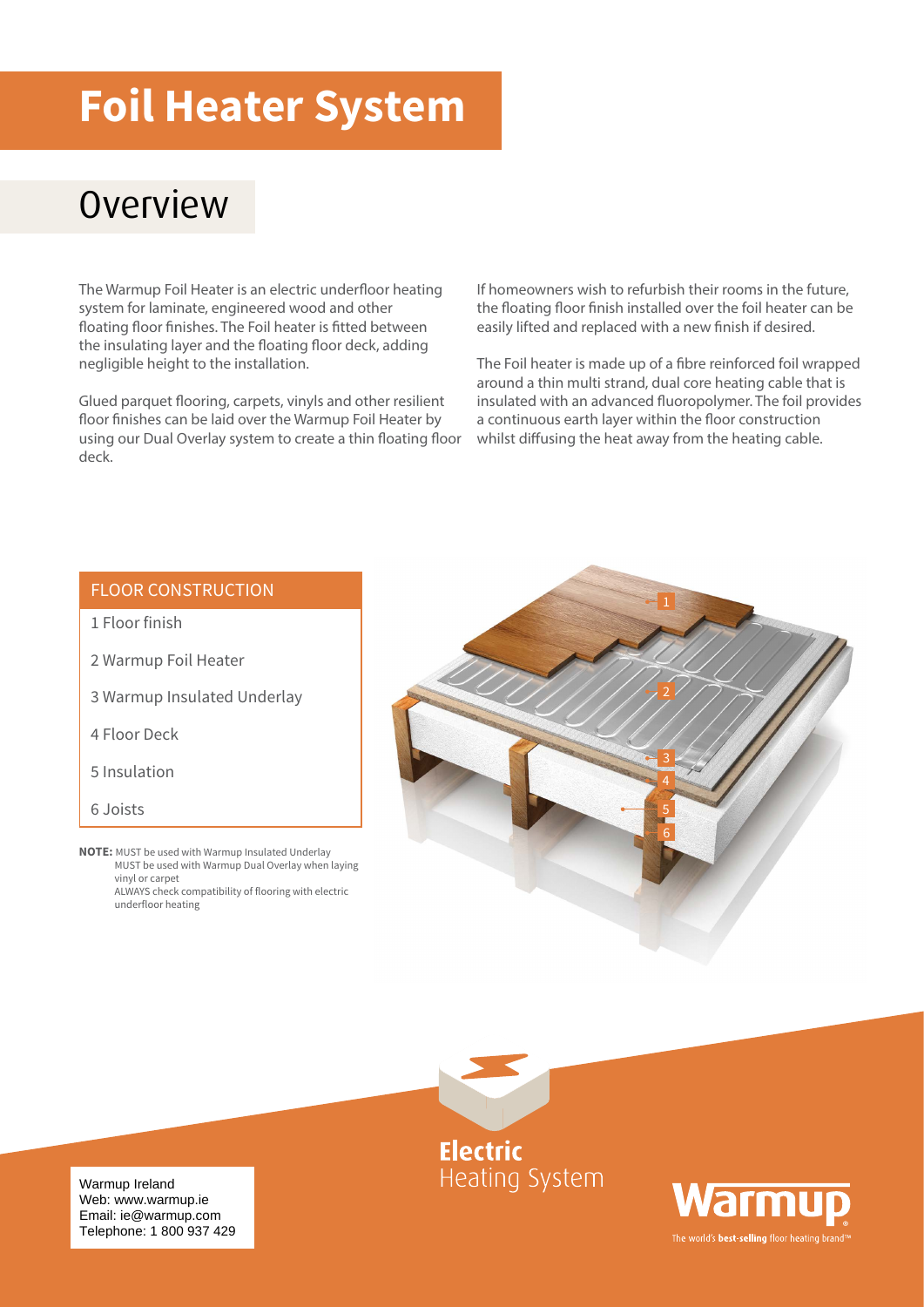# Foil Heater System

## Overview

The Warmup Foil Heater is an electric underfloor heating system for laminate, engineered wood and other floating floor finishes. The Foil heater is fitted between the insulating layer and the floating floor deck, adding negligible height to the installation.

Glued parquet flooring, carpets, vinyls and other resilient floor finishes can be laid over the Warmup Foil Heater by using our Dual Overlay system to create a thin floating floor deck.

If homeowners wish to refurbish their rooms in the future, the floating floor finish installed over the foil heater can be easily lifted and replaced with a new finish if desired.

The Foil heater is made up of a fibre reinforced foil wrapped around a thin multi strand, dual core heating cable that is insulated with an advanced fluoropolymer. The foil provides a continuous earth layer within the floor construction whilst diffusing the heat away from the heating cable.

### FLOOR CONSTRUCTION

1 Floor finish

2 Warmup Foil Heater

3 Warmup Insulated Underlay

4 Floor Deck

5 Insulation

6 Joists

**NOTE:** MUST be used with Warmup Insulated Underlay
MUST be used with Warmup Dual Overlay when laying vinyl or carpet
ALWAYS check compatibility of flooring with electric underfloor heating

Warmup Ireland
Web: www.warmup.ie
Email: ie@warmup.com
Telephone: 1 800 937 429

**Electric** Heating System

Warmup
The world's **best-selling** floor heating brand™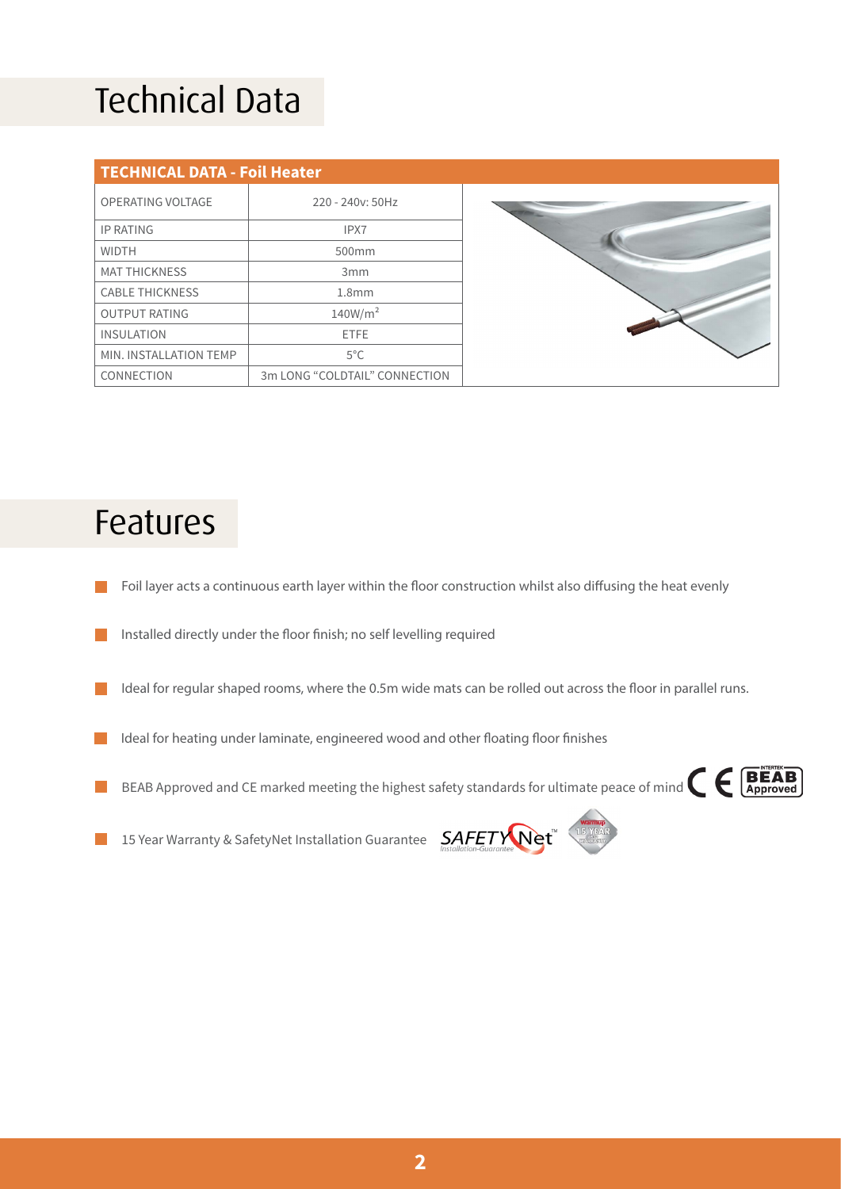# Technical Data

| TECHNICAL DATA - Foil Heater | |
|---|---|
| OPERATING VOLTAGE | 220 - 240v: 50Hz |
| IP RATING | IPX7 |
| WIDTH | 500mm |
| MAT THICKNESS | 3mm |
| CABLE THICKNESS | 1.8mm |
| OUTPUT RATING | 140W/m$^2$ |
| INSULATION | ETFE |
| MIN. INSTALLATION TEMP | 5°C |
| CONNECTION | 3m LONG "COLDTAIL" CONNECTION |

# Features

- Foil layer acts a continuous earth layer within the floor construction whilst also diffusing the heat evenly
- Installed directly under the floor finish; no self levelling required
- Ideal for regular shaped rooms, where the 0.5m wide mats can be rolled out across the floor in parallel runs.
- Ideal for heating under laminate, engineered wood and other floating floor finishes
- BEAB Approved and CE marked meeting the highest safety standards for ultimate peace of mind
- 15 Year Warranty & SafetyNet Installation Guarantee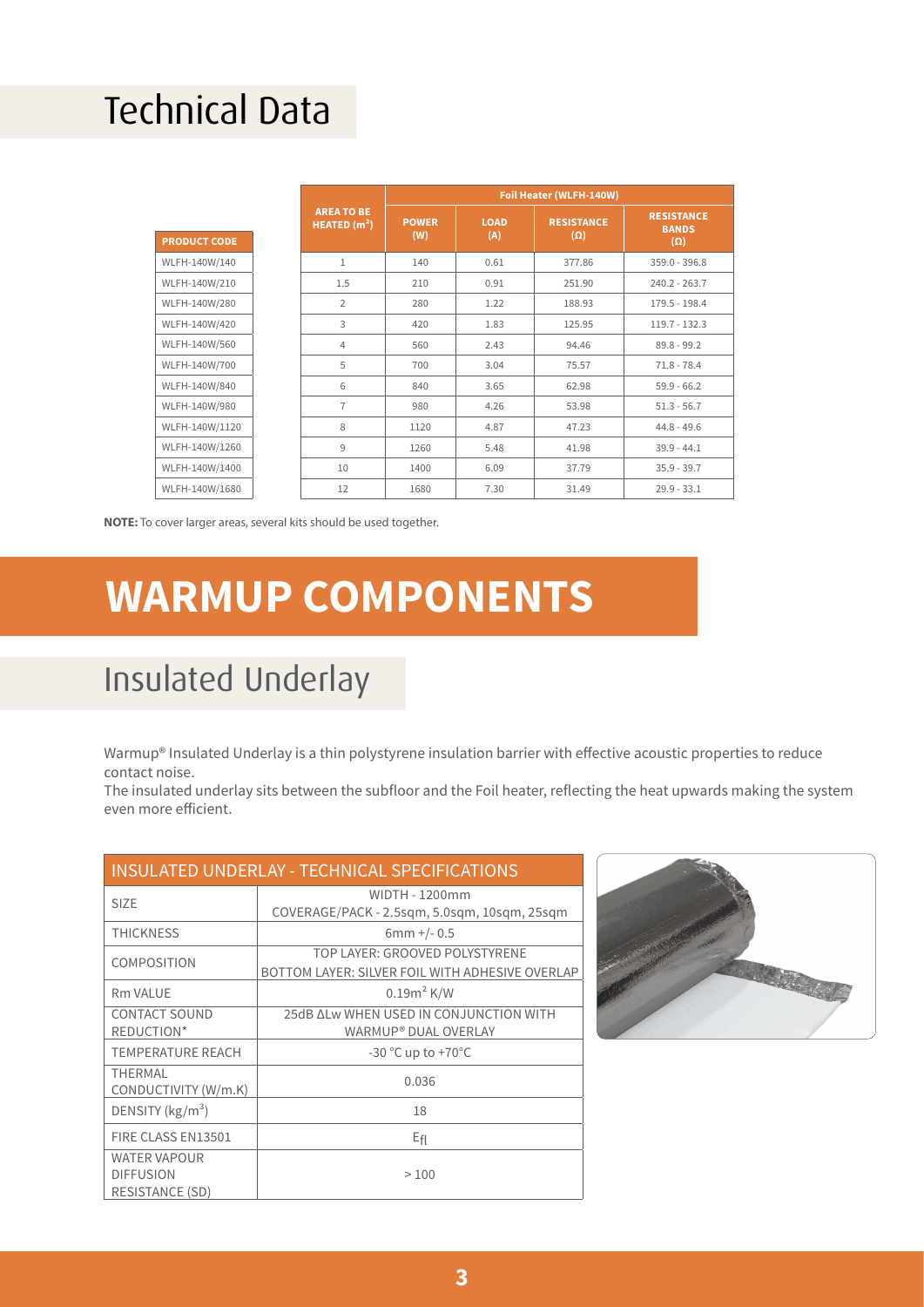## Technical Data

| PRODUCT CODE | AREA TO BE HEATED ($m^2$) | Foil Heater (WLFH-140W) | | | |
|---|---|---|---|---|---|
| | | POWER (W) | LOAD (A) | RESISTANCE (Ω) | RESISTANCE BANDS (Ω) |
| WLFH-140W/140 | 1 | 140 | 0.61 | 377.86 | 359.0 - 396.8 |
| WLFH-140W/210 | 1.5 | 210 | 0.91 | 251.90 | 240.2 - 263.7 |
| WLFH-140W/280 | 2 | 280 | 1.22 | 188.93 | 179.5 - 198.4 |
| WLFH-140W/420 | 3 | 420 | 1.83 | 125.95 | 119.7 - 132.3 |
| WLFH-140W/560 | 4 | 560 | 2.43 | 94.46 | 89.8 - 99.2 |
| WLFH-140W/700 | 5 | 700 | 3.04 | 75.57 | 71.8 - 78.4 |
| WLFH-140W/840 | 6 | 840 | 3.65 | 62.98 | 59.9 - 66.2 |
| WLFH-140W/980 | 7 | 980 | 4.26 | 53.98 | 51.3 - 56.7 |
| WLFH-140W/1120 | 8 | 1120 | 4.87 | 47.23 | 44.8 - 49.6 |
| WLFH-140W/1260 | 9 | 1260 | 5.48 | 41.98 | 39.9 - 44.1 |
| WLFH-140W/1400 | 10 | 1400 | 6.09 | 37.79 | 35.9 - 39.7 |
| WLFH-140W/1680 | 12 | 1680 | 7.30 | 31.49 | 29.9 - 33.1 |

**NOTE:** To cover larger areas, several kits should be used together.

# WARMUP COMPONENTS

## Insulated Underlay

Warmup® Insulated Underlay is a thin polystyrene insulation barrier with effective acoustic properties to reduce contact noise.
The insulated underlay sits between the subfloor and the Foil heater, reflecting the heat upwards making the system even more efficient.

| INSULATED UNDERLAY - TECHNICAL SPECIFICATIONS | |
|---|---|
| SIZE | WIDTH - 1200mm<br>COVERAGE/PACK - 2.5sqm, 5.0sqm, 10sqm, 25sqm |
| THICKNESS | 6mm +/- 0.5 |
| COMPOSITION | TOP LAYER: GROOVED POLYSTYRENE<br>BOTTOM LAYER: SILVER FOIL WITH ADHESIVE OVERLAP |
| Rm VALUE | $0.19m^2$ K/W |
| CONTACT SOUND REDUCTION* | 25dB ΔLw WHEN USED IN CONJUNCTION WITH WARMUP® DUAL OVERLAY |
| TEMPERATURE REACH | -30 °C up to +70°C |
| THERMAL CONDUCTIVITY (W/m.K) | 0.036 |
| DENSITY ($kg/m^3$) | 18 |
| FIRE CLASS EN13501 | $E_{fl}$ |
| WATER VAPOUR DIFFUSION RESISTANCE (SD) | > 100 |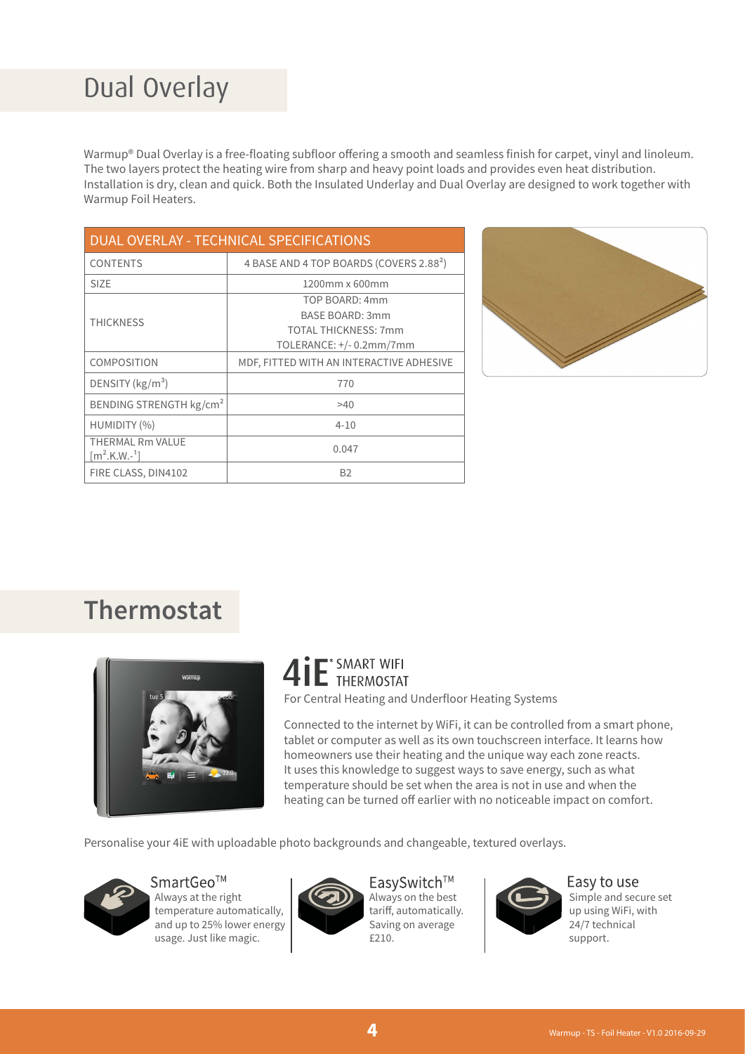# Dual Overlay

Warmup® Dual Overlay is a free-floating subfloor offering a smooth and seamless finish for carpet, vinyl and linoleum. The two layers protect the heating wire from sharp and heavy point loads and provides even heat distribution. Installation is dry, clean and quick. Both the Insulated Underlay and Dual Overlay are designed to work together with Warmup Foil Heaters.

| DUAL OVERLAY - TECHNICAL SPECIFICATIONS | |
|---|---|
| CONTENTS | 4 BASE AND 4 TOP BOARDS (COVERS 2.88$^2$) |
| SIZE | 1200mm x 600mm |
| THICKNESS | TOP BOARD: 4mm<br>BASE BOARD: 3mm<br>TOTAL THICKNESS: 7mm<br>TOLERANCE: +/- 0.2mm/7mm |
| COMPOSITION | MDF, FITTED WITH AN INTERACTIVE ADHESIVE |
| DENSITY (kg/m$^3$) | 770 |
| BENDING STRENGTH kg/cm$^2$ | >40 |
| HUMIDITY (%) | 4-10 |
| THERMAL Rm VALUE [m$^2$.K.W.-$^1$] | 0.047 |
| FIRE CLASS, DIN4102 | B2 |

# Thermostat

## 4iE® SMART WIFI THERMOSTAT

For Central Heating and Underfloor Heating Systems

Connected to the internet by WiFi, it can be controlled from a smart phone, tablet or computer as well as its own touchscreen interface. It learns how homeowners use their heating and the unique way each zone reacts. It uses this knowledge to suggest ways to save energy, such as what temperature should be set when the area is not in use and when the heating can be turned off earlier with no noticeable impact on comfort.

Personalise your 4iE with uploadable photo backgrounds and changeable, textured overlays.

**SmartGeo™**
Always at the right temperature automatically, and up to 25% lower energy usage. Just like magic.

**EasySwitch™**
Always on the best tariff, automatically. Saving on average £210.

**Easy to use**
Simple and secure set up using WiFi, with 24/7 technical support.